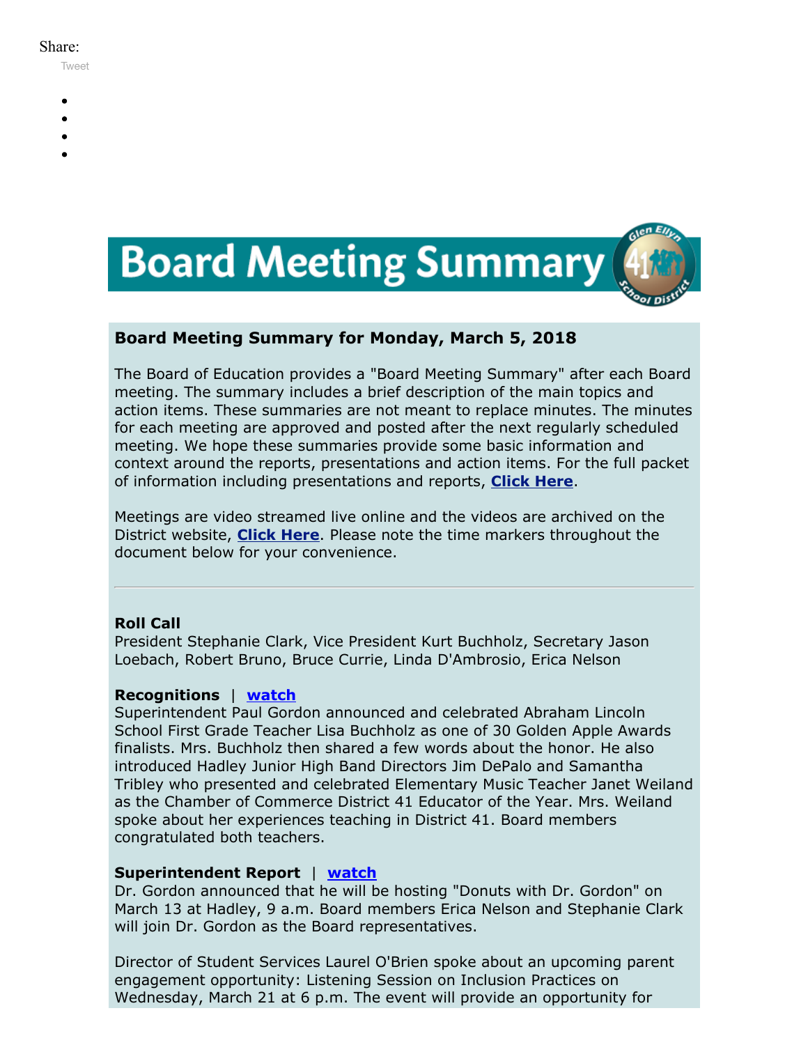Share:

Tweet

# Board Meeting Summary

## Board Meeting Summary for Monday, March 5, 2018

The Board of Education provides a "Board Meeting Summary" after each Board meeting. The summary includes a brief description of the main topics and action items. These summaries are not meant to replace minutes. The minutes for each meeting are approved and posted after the next regularly scheduled meeting. We hope these summaries provide some basic information and context around the reports, presentations and action items. For the full packet of information including presentations and reports, **Click Here**.

Meetings are video streamed live online and the videos are archived on the District website, **Click Here**. Please note the time markers throughout the document below for your convenience.

---

**Roll Call**
President Stephanie Clark, Vice President Kurt Buchholz, Secretary Jason Loebach, Robert Bruno, Bruce Currie, Linda D'Ambrosio, Erica Nelson

**Recognitions** | **watch**
Superintendent Paul Gordon announced and celebrated Abraham Lincoln School First Grade Teacher Lisa Buchholz as one of 30 Golden Apple Awards finalists. Mrs. Buchholz then shared a few words about the honor. He also introduced Hadley Junior High Band Directors Jim DePalo and Samantha Tribley who presented and celebrated Elementary Music Teacher Janet Weiland as the Chamber of Commerce District 41 Educator of the Year. Mrs. Weiland spoke about her experiences teaching in District 41. Board members congratulated both teachers.

**Superintendent Report** | **watch**
Dr. Gordon announced that he will be hosting "Donuts with Dr. Gordon" on March 13 at Hadley, 9 a.m. Board members Erica Nelson and Stephanie Clark will join Dr. Gordon as the Board representatives.

Director of Student Services Laurel O'Brien spoke about an upcoming parent engagement opportunity: Listening Session on Inclusion Practices on Wednesday, March 21 at 6 p.m. The event will provide an opportunity for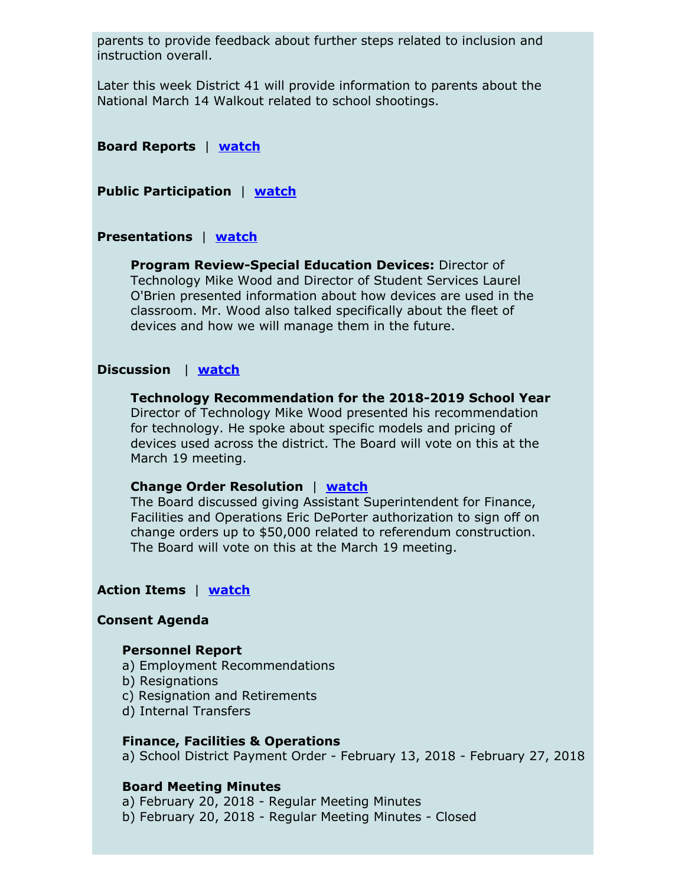parents to provide feedback about further steps related to inclusion and instruction overall.

Later this week District 41 will provide information to parents about the National March 14 Walkout related to school shootings.

**Board Reports** | **watch**

**Public Participation** | **watch**

**Presentations** | **watch**

**Program Review-Special Education Devices:** Director of Technology Mike Wood and Director of Student Services Laurel O'Brien presented information about how devices are used in the classroom. Mr. Wood also talked specifically about the fleet of devices and how we will manage them in the future.

**Discussion** | **watch**

**Technology Recommendation for the 2018-2019 School Year**
Director of Technology Mike Wood presented his recommendation for technology. He spoke about specific models and pricing of devices used across the district. The Board will vote on this at the March 19 meeting.

**Change Order Resolution** | **watch**
The Board discussed giving Assistant Superintendent for Finance, Facilities and Operations Eric DePorter authorization to sign off on change orders up to $50,000 related to referendum construction. The Board will vote on this at the March 19 meeting.

**Action Items** | **watch**

**Consent Agenda**

**Personnel Report**
a) Employment Recommendations
b) Resignations
c) Resignation and Retirements
d) Internal Transfers

**Finance, Facilities & Operations**
a) School District Payment Order - February 13, 2018 - February 27, 2018

**Board Meeting Minutes**
a) February 20, 2018 - Regular Meeting Minutes
b) February 20, 2018 - Regular Meeting Minutes - Closed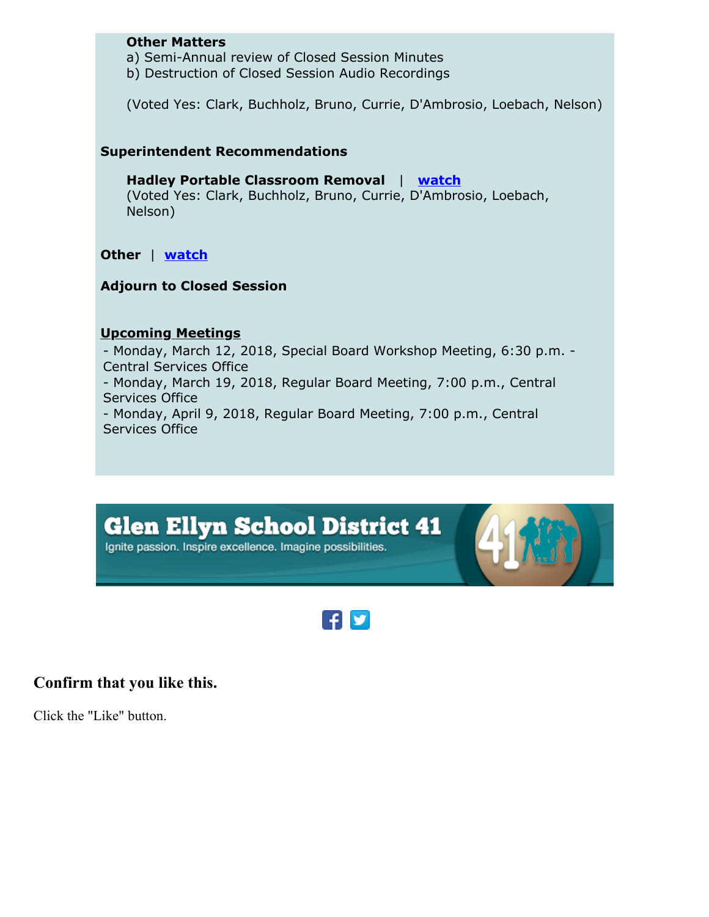**Other Matters**

a) Semi-Annual review of Closed Session Minutes
b) Destruction of Closed Session Audio Recordings

(Voted Yes: Clark, Buchholz, Bruno, Currie, D'Ambrosio, Loebach, Nelson)

**Superintendent Recommendations**

**Hadley Portable Classroom Removal** | **watch**
(Voted Yes: Clark, Buchholz, Bruno, Currie, D'Ambrosio, Loebach, Nelson)

**Other** | **watch**

**Adjourn to Closed Session**

**Upcoming Meetings**

- Monday, March 12, 2018, Special Board Workshop Meeting, 6:30 p.m. - Central Services Office
- Monday, March 19, 2018, Regular Board Meeting, 7:00 p.m., Central Services Office
- Monday, April 9, 2018, Regular Board Meeting, 7:00 p.m., Central Services Office

Glen Ellyn School District 41

Ignite passion. Inspire excellence. Imagine possibilities.

## Confirm that you like this.

Click the "Like" button.